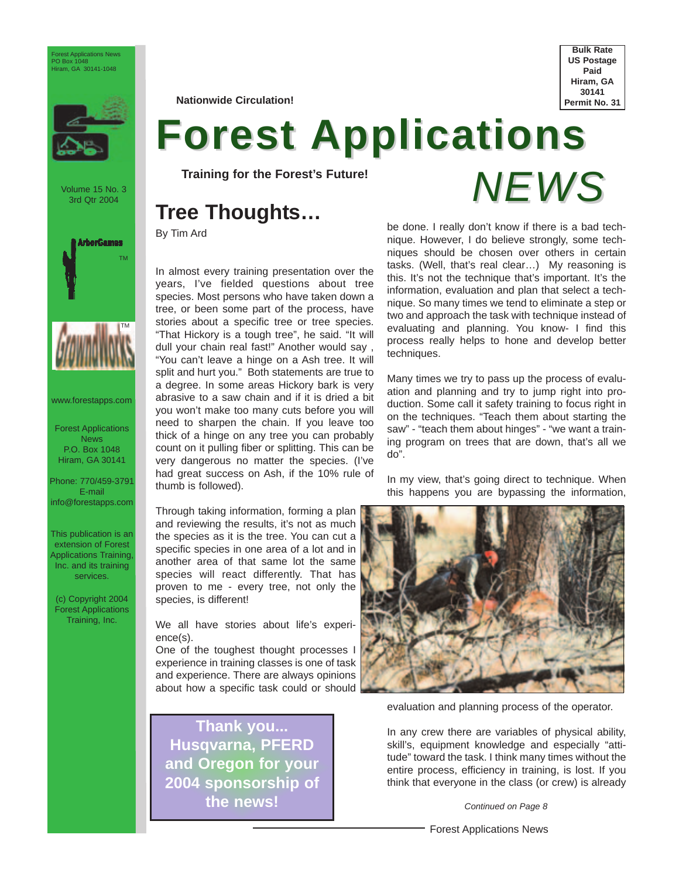Forest Applications News
PO Box 1048
Hiram, GA 30141-1048

Bulk Rate
US Postage
Paid
Hiram, GA
30141
Permit No. 31

**Nationwide Circulation!**

# Forest Applications *NEWS*

**Training for the Forest's Future!**

Volume 15 No. 3
3rd Qtr 2004

ArborGames™

GroundWorks™

www.forestapps.com

Forest Applications News
P.O. Box 1048
Hiram, GA 30141

Phone: 770/459-3791
E-mail
info@forestapps.com

This publication is an extension of Forest Applications Training, Inc. and its training services.

(c) Copyright 2004 Forest Applications Training, Inc.

## Tree Thoughts…

By Tim Ard

In almost every training presentation over the years, I've fielded questions about tree species. Most persons who have taken down a tree, or been some part of the process, have stories about a specific tree or tree species. "That Hickory is a tough tree", he said. "It will dull your chain real fast!" Another would say , "You can't leave a hinge on a Ash tree. It will split and hurt you." Both statements are true to a degree. In some areas Hickory bark is very abrasive to a saw chain and if it is dried a bit you won't make too many cuts before you will need to sharpen the chain. If you leave too thick of a hinge on any tree you can probably count on it pulling fiber or splitting. This can be very dangerous no matter the species. (I've had great success on Ash, if the 10% rule of thumb is followed).

Through taking information, forming a plan and reviewing the results, it's not as much the species as it is the tree. You can cut a specific species in one area of a lot and in another area of that same lot the same species will react differently. That has proven to me - every tree, not only the species, is different!

We all have stories about life's experience(s).
One of the toughest thought processes I experience in training classes is one of task and experience. There are always opinions about how a specific task could or should be done. I really don't know if there is a bad technique. However, I do believe strongly, some techniques should be chosen over others in certain tasks. (Well, that's real clear…) My reasoning is this. It's not the technique that's important. It's the information, evaluation and plan that select a technique. So many times we tend to eliminate a step or two and approach the task with technique instead of evaluating and planning. You know- I find this process really helps to hone and develop better techniques.

Many times we try to pass up the process of evaluation and planning and try to jump right into production. Some call it safety training to focus right in on the techniques. "Teach them about starting the saw" - "teach them about hinges" - "we want a training program on trees that are down, that's all we do".

In my view, that's going direct to technique. When this happens you are bypassing the information, evaluation and planning process of the operator.

In any crew there are variables of physical ability, skill's, equipment knowledge and especially "attitude" toward the task. I think many times without the entire process, efficiency in training, is lost. If you think that everyone in the class (or crew) is already

*Continued on Page 8*

**Thank you... Husqvarna, PFERD and Oregon for your 2004 sponsorship of the news!**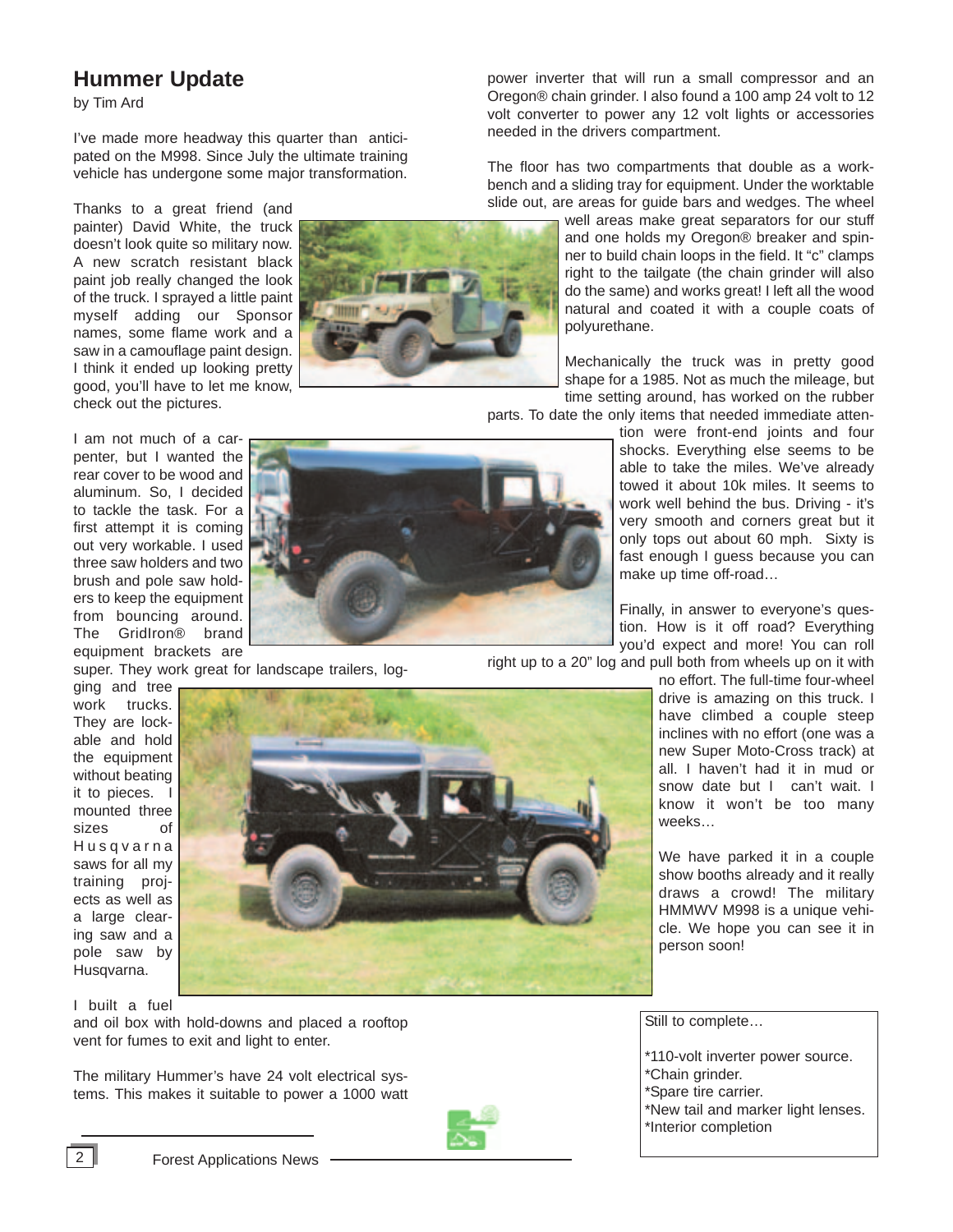## Hummer Update

by Tim Ard

I've made more headway this quarter than anticipated on the M998. Since July the ultimate training vehicle has undergone some major transformation.

Thanks to a great friend (and painter) David White, the truck doesn't look quite so military now. A new scratch resistant black paint job really changed the look of the truck. I sprayed a little paint myself adding our Sponsor names, some flame work and a saw in a camouflage paint design. I think it ended up looking pretty good, you'll have to let me know, check out the pictures.

I am not much of a carpenter, but I wanted the rear cover to be wood and aluminum. So, I decided to tackle the task. For a first attempt it is coming out very workable. I used three saw holders and two brush and pole saw holders to keep the equipment from bouncing around. The GridIron® brand equipment brackets are super. They work great for landscape trailers, logging and tree work trucks. They are lockable and hold the equipment without beating it to pieces. I mounted three sizes of Husqvarna saws for all my training projects as well as a large clearing saw and a pole saw by Husqvarna.

I built a fuel and oil box with hold-downs and placed a rooftop vent for fumes to exit and light to enter.

The military Hummer's have 24 volt electrical systems. This makes it suitable to power a 1000 watt power inverter that will run a small compressor and an Oregon® chain grinder. I also found a 100 amp 24 volt to 12 volt converter to power any 12 volt lights or accessories needed in the drivers compartment.

The floor has two compartments that double as a workbench and a sliding tray for equipment. Under the worktable slide out, are areas for guide bars and wedges. The wheel well areas make great separators for our stuff and one holds my Oregon® breaker and spinner to build chain loops in the field. It "c" clamps right to the tailgate (the chain grinder will also do the same) and works great! I left all the wood natural and coated it with a couple coats of polyurethane.

Mechanically the truck was in pretty good shape for a 1985. Not as much the mileage, but time setting around, has worked on the rubber parts. To date the only items that needed immediate attention were front-end joints and four shocks. Everything else seems to be able to take the miles. We've already towed it about 10k miles. It seems to work well behind the bus. Driving - it's very smooth and corners great but it only tops out about 60 mph. Sixty is fast enough I guess because you can make up time off-road…

Finally, in answer to everyone's question. How is it off road? Everything you'd expect and more! You can roll right up to a 20" log and pull both from wheels up on it with no effort. The full-time four-wheel drive is amazing on this truck. I have climbed a couple steep inclines with no effort (one was a new Super Moto-Cross track) at all. I haven't had it in mud or snow date but I can't wait. I know it won't be too many weeks…

We have parked it in a couple show booths already and it really draws a crowd! The military HMMWV M998 is a unique vehicle. We hope you can see it in person soon!

Still to complete…

*110-volt inverter power source.
*Chain grinder.
*Spare tire carrier.
*New tail and marker light lenses.
*Interior completion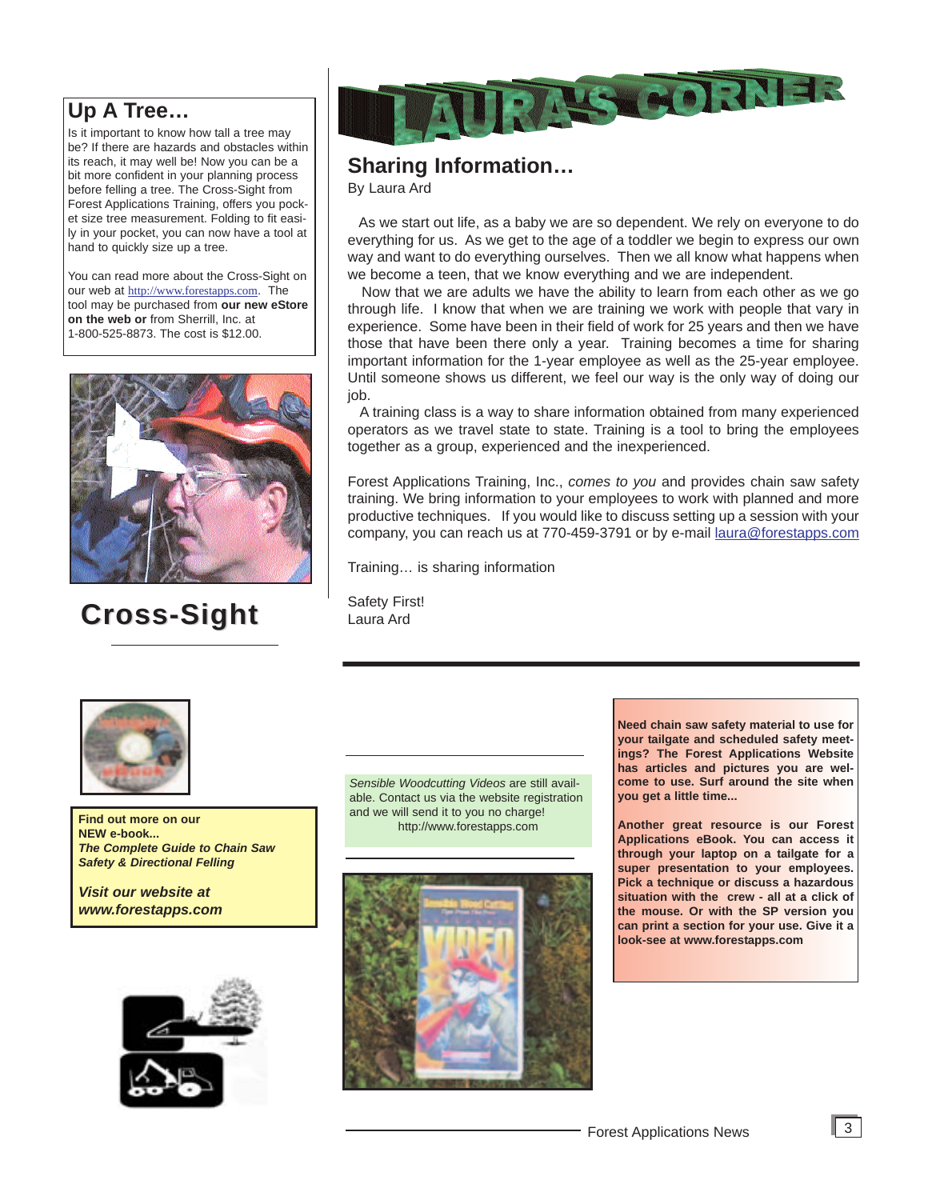## Up A Tree…

Is it important to know how tall a tree may be? If there are hazards and obstacles within its reach, it may well be! Now you can be a bit more confident in your planning process before felling a tree. The Cross-Sight from Forest Applications Training, offers you pocket size tree measurement. Folding to fit easily in your pocket, you can now have a tool at hand to quickly size up a tree.

You can read more about the Cross-Sight on our web at http://www.forestapps.com. The tool may be purchased from **our new eStore on the web or** from Sherrill, Inc. at 1-800-525-8873. The cost is $12.00.

**Cross-Sight**

# LAURA'S CORNER

## Sharing Information…

By Laura Ard

As we start out life, as a baby we are so dependent. We rely on everyone to do everything for us. As we get to the age of a toddler we begin to express our own way and want to do everything ourselves. Then we all know what happens when we become a teen, that we know everything and we are independent.

Now that we are adults we have the ability to learn from each other as we go through life. I know that when we are training we work with people that vary in experience. Some have been in their field of work for 25 years and then we have those that have been there only a year. Training becomes a time for sharing important information for the 1-year employee as well as the 25-year employee. Until someone shows us different, we feel our way is the only way of doing our job.

A training class is a way to share information obtained from many experienced operators as we travel state to state. Training is a tool to bring the employees together as a group, experienced and the inexperienced.

Forest Applications Training, Inc., *comes to you* and provides chain saw safety training. We bring information to your employees to work with planned and more productive techniques. If you would like to discuss setting up a session with your company, you can reach us at 770-459-3791 or by e-mail laura@forestapps.com

Training… is sharing information

Safety First!
Laura Ard

---

**Find out more on our NEW e-book...**
***The Complete Guide to Chain Saw Safety & Directional Felling***

***Visit our website at www.forestapps.com***

*Sensible Woodcutting Videos* are still available. Contact us via the website registration and we will send it to you no charge!
http://www.forestapps.com

**Need chain saw safety material to use for your tailgate and scheduled safety meetings? The Forest Applications Website has articles and pictures you are welcome to use. Surf around the site when you get a little time...**

**Another great resource is our Forest Applications eBook. You can access it through your laptop on a tailgate for a super presentation to your employees. Pick a technique or discuss a hazardous situation with the crew - all at a click of the mouse. Or with the SP version you can print a section for your use. Give it a look-see at www.forestapps.com**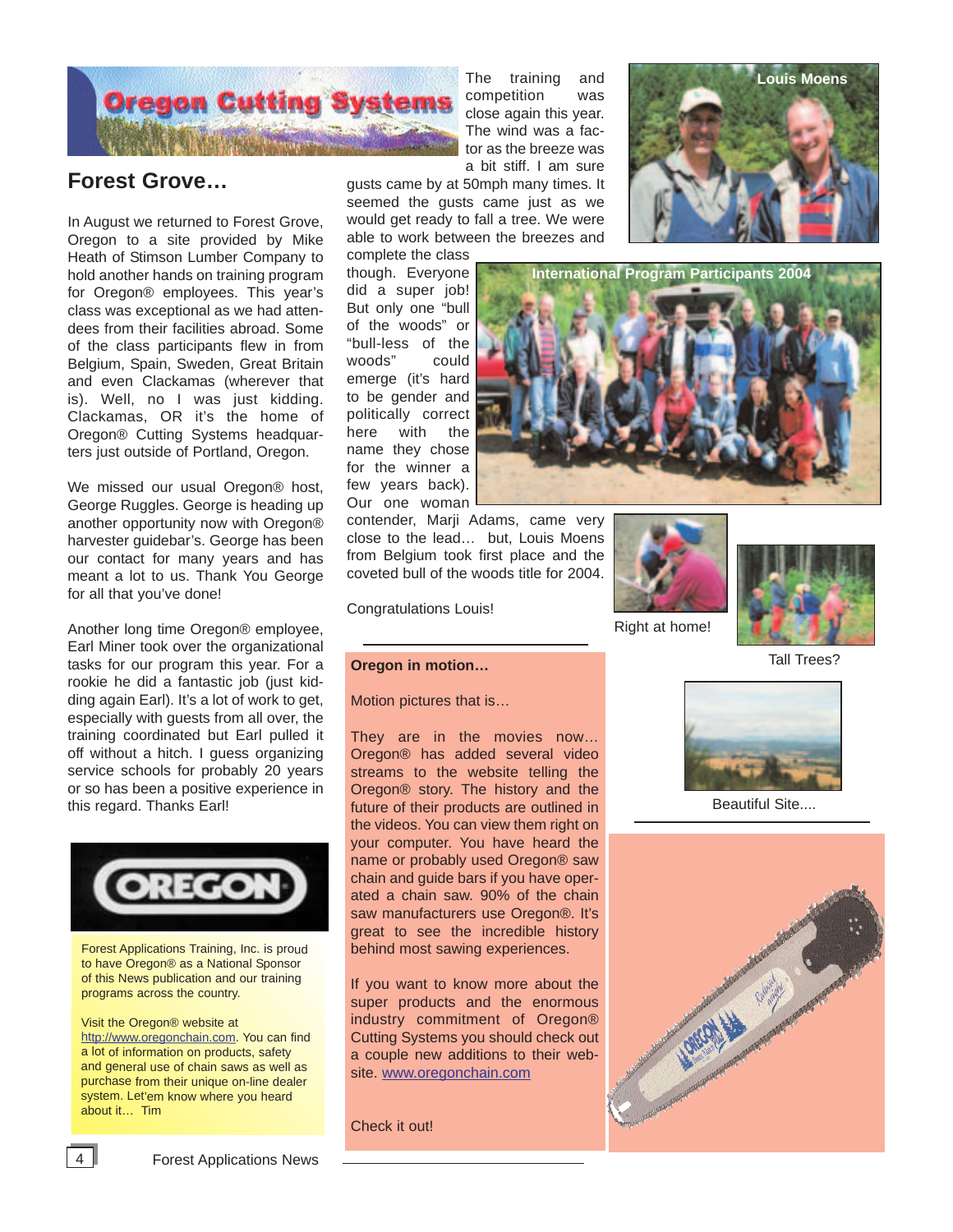## Forest Grove…

In August we returned to Forest Grove, Oregon to a site provided by Mike Heath of Stimson Lumber Company to hold another hands on training program for Oregon® employees. This year's class was exceptional as we had attendees from their facilities abroad. Some of the class participants flew in from Belgium, Spain, Sweden, Great Britain and even Clackamas (wherever that is). Well, no I was just kidding. Clackamas, OR it's the home of Oregon® Cutting Systems headquarters just outside of Portland, Oregon.

We missed our usual Oregon® host, George Ruggles. George is heading up another opportunity now with Oregon® harvester guidebar's. George has been our contact for many years and has meant a lot to us. Thank You George for all that you've done!

Another long time Oregon® employee, Earl Miner took over the organizational tasks for our program this year. For a rookie he did a fantastic job (just kidding again Earl). It's a lot of work to get, especially with guests from all over, the training coordinated but Earl pulled it off without a hitch. I guess organizing service schools for probably 20 years or so has been a positive experience in this regard. Thanks Earl!

The training and competition was close again this year. The wind was a factor as the breeze was a bit stiff. I am sure gusts came by at 50mph many times. It seemed the gusts came just as we would get ready to fall a tree. We were able to work between the breezes and complete the class though. Everyone did a super job! But only one "bull of the woods" or "bull-less of the woods" could emerge (it's hard to be gender and politically correct here with the name they chose for the winner a few years back). Our one woman contender, Marji Adams, came very close to the lead… but, Louis Moens from Belgium took first place and the coveted bull of the woods title for 2004.

Congratulations Louis!

Louis Moens

International Program Participants 2004

Right at home!

Tall Trees?

Beautiful Site....

Forest Applications Training, Inc. is proud to have Oregon® as a National Sponsor of this News publication and our training programs across the country.

Visit the Oregon® website at http://www.oregonchain.com. You can find a lot of information on products, safety and general use of chain saws as well as purchase from their unique on-line dealer system. Let'em know where you heard about it… Tim

**Oregon in motion…**

Motion pictures that is…

They are in the movies now… Oregon® has added several video streams to the website telling the Oregon® story. The history and the future of their products are outlined in the videos. You can view them right on your computer. You have heard the name or probably used Oregon® saw chain and guide bars if you have operated a chain saw. 90% of the chain saw manufacturers use Oregon®. It's great to see the incredible history behind most sawing experiences.

If you want to know more about the super products and the enormous industry commitment of Oregon® Cutting Systems you should check out a couple new additions to their website. www.oregonchain.com

Check it out!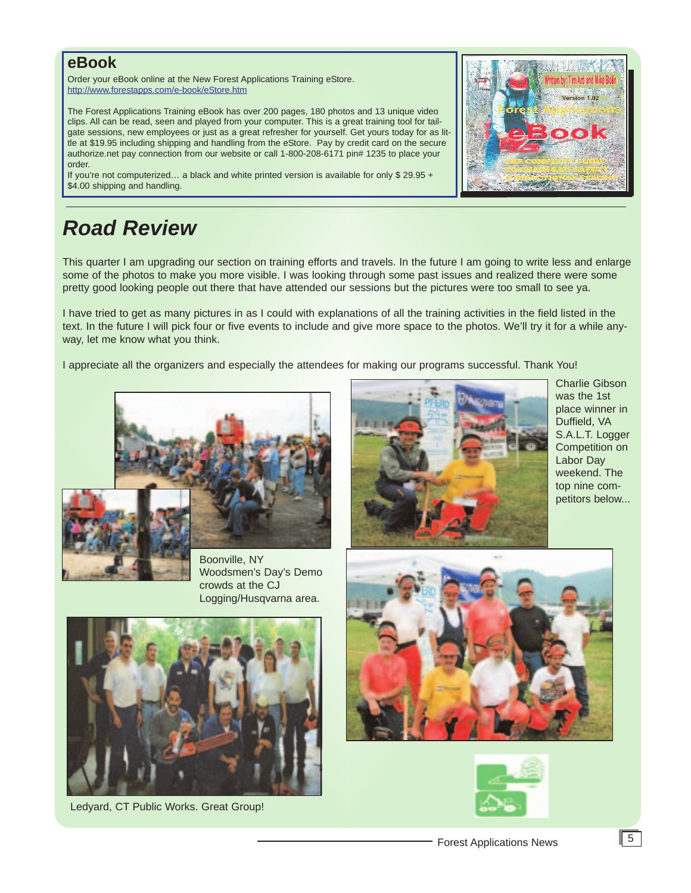## eBook

Order your eBook online at the New Forest Applications Training eStore.
http://www.forestapps.com/e-book/eStore.htm

The Forest Applications Training eBook has over 200 pages, 180 photos and 13 unique video clips. All can be read, seen and played from your computer. This is a great training tool for tail-gate sessions, new employees or just as a great refresher for yourself. Get yours today for as little at $19.95 including shipping and handling from the eStore. Pay by credit card on the secure authorize.net pay connection from our website or call 1-800-208-6171 pin# 1235 to place your order.
If you're not computerized… a black and white printed version is available for only $ 29.95 + $4.00 shipping and handling.

# *Road Review*

This quarter I am upgrading our section on training efforts and travels. In the future I am going to write less and enlarge some of the photos to make you more visible. I was looking through some past issues and realized there were some pretty good looking people out there that have attended our sessions but the pictures were too small to see ya.

I have tried to get as many pictures in as I could with explanations of all the training activities in the field listed in the text. In the future I will pick four or five events to include and give more space to the photos. We'll try it for a while anyway, let me know what you think.

I appreciate all the organizers and especially the attendees for making our programs successful. Thank You!

Boonville, NY Woodsmen's Day's Demo crowds at the CJ Logging/Husqvarna area.

Charlie Gibson was the 1st place winner in Duffield, VA S.A.L.T. Logger Competition on Labor Day weekend. The top nine competitors below...

Ledyard, CT Public Works. Great Group!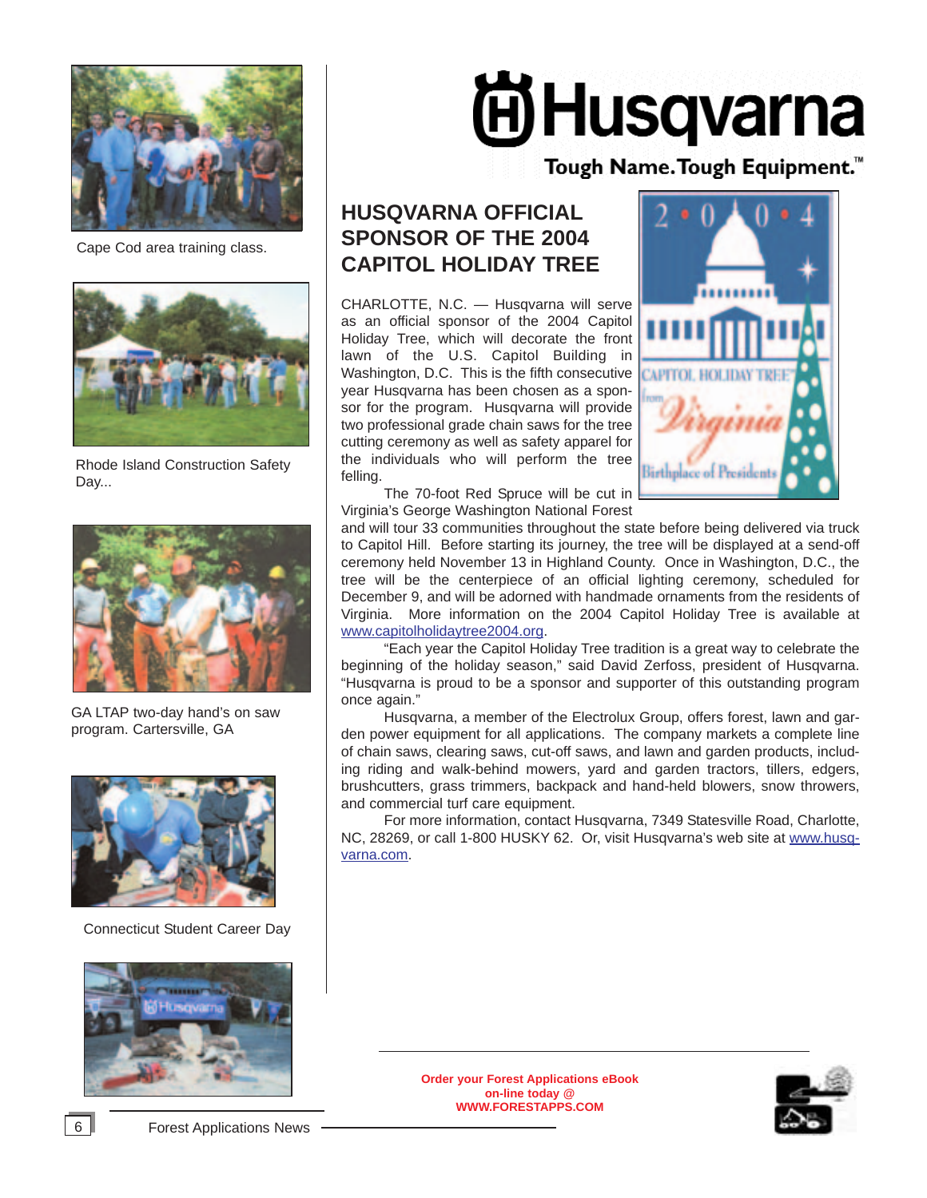Cape Cod area training class.

Rhode Island Construction Safety Day...

GA LTAP two-day hand's on saw program. Cartersville, GA

Connecticut Student Career Day

**Husqvarna**

**Tough Name. Tough Equipment.™**

## HUSQVARNA OFFICIAL SPONSOR OF THE 2004 CAPITOL HOLIDAY TREE

CHARLOTTE, N.C. — Husqvarna will serve as an official sponsor of the 2004 Capitol Holiday Tree, which will decorate the front lawn of the U.S. Capitol Building in Washington, D.C. This is the fifth consecutive year Husqvarna has been chosen as a sponsor for the program. Husqvarna will provide two professional grade chain saws for the tree cutting ceremony as well as safety apparel for the individuals who will perform the tree felling.

The 70-foot Red Spruce will be cut in Virginia's George Washington National Forest and will tour 33 communities throughout the state before being delivered via truck to Capitol Hill. Before starting its journey, the tree will be displayed at a send-off ceremony held November 13 in Highland County. Once in Washington, D.C., the tree will be the centerpiece of an official lighting ceremony, scheduled for December 9, and will be adorned with handmade ornaments from the residents of Virginia. More information on the 2004 Capitol Holiday Tree is available at www.capitolholidaytree2004.org.

"Each year the Capitol Holiday Tree tradition is a great way to celebrate the beginning of the holiday season," said David Zerfoss, president of Husqvarna. "Husqvarna is proud to be a sponsor and supporter of this outstanding program once again."

Husqvarna, a member of the Electrolux Group, offers forest, lawn and garden power equipment for all applications. The company markets a complete line of chain saws, clearing saws, cut-off saws, and lawn and garden products, including riding and walk-behind mowers, yard and garden tractors, tillers, edgers, brushcutters, grass trimmers, backpack and hand-held blowers, snow throwers, and commercial turf care equipment.

For more information, contact Husqvarna, 7349 Statesville Road, Charlotte, NC, 28269, or call 1-800 HUSKY 62. Or, visit Husqvarna's web site at www.husqvarna.com.

**Order your Forest Applications eBook on-line today @ WWW.FORESTAPPS.COM**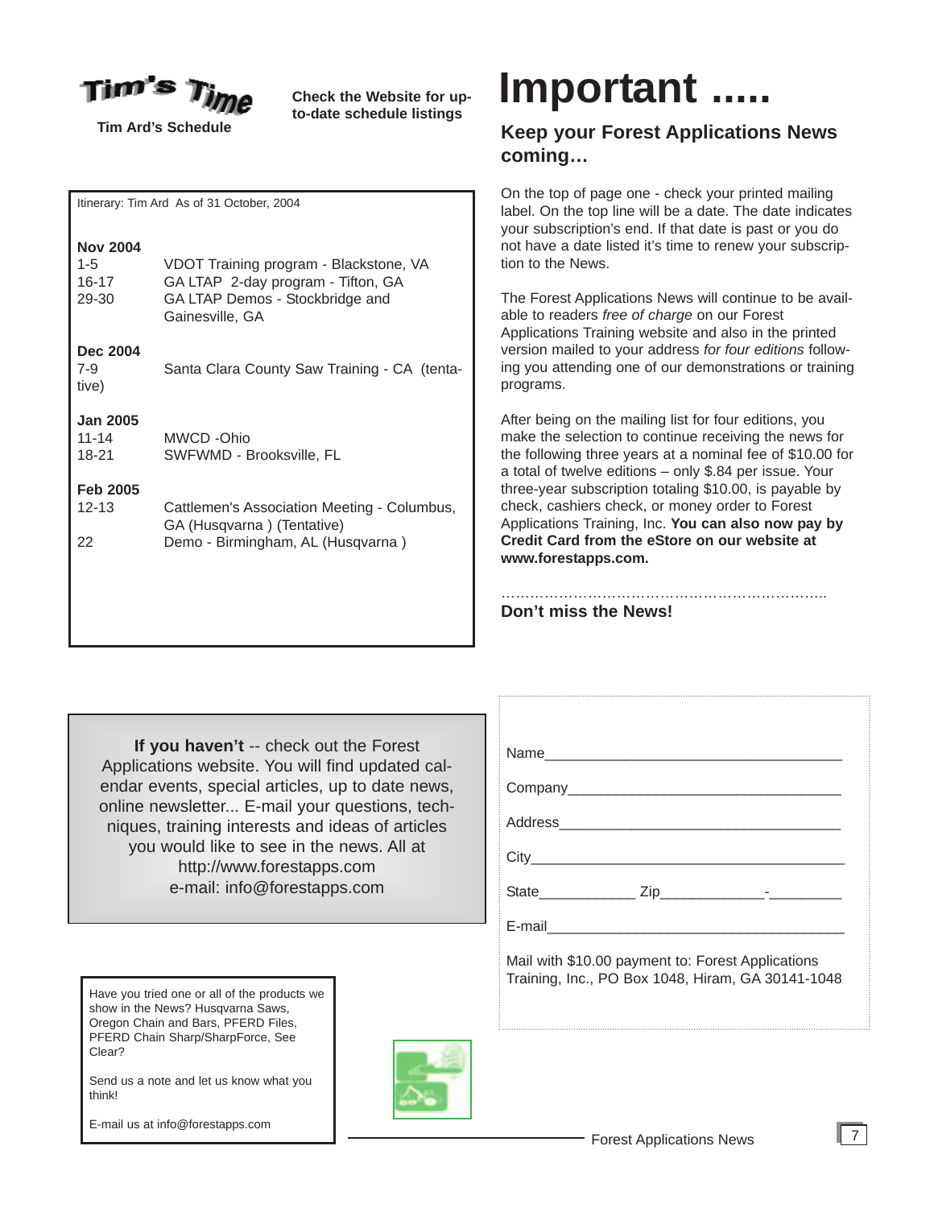# Tim's Time

**Tim Ard's Schedule**

**Check the Website for up-to-date schedule listings**

Itinerary: Tim Ard As of 31 October, 2004

**Nov 2004**

| | |
|---|---|
| 1-5 | VDOT Training program - Blackstone, VA |
| 16-17 | GA LTAP 2-day program - Tifton, GA |
| 29-30 | GA LTAP Demos - Stockbridge and Gainesville, GA |

**Dec 2004**

| | |
|---|---|
| 7-9 | Santa Clara County Saw Training - CA (tentative) |

**Jan 2005**

| | |
|---|---|
| 11-14 | MWCD -Ohio |
| 18-21 | SWFWMD - Brooksville, FL |

**Feb 2005**

| | |
|---|---|
| 12-13 | Cattlemen's Association Meeting - Columbus, GA (Husqvarna ) (Tentative) |
| 22 | Demo - Birmingham, AL (Husqvarna ) |

# Important .....

## Keep your Forest Applications News coming…

On the top of page one - check your printed mailing label. On the top line will be a date. The date indicates your subscription's end. If that date is past or you do not have a date listed it's time to renew your subscription to the News.

The Forest Applications News will continue to be available to readers *free of charge* on our Forest Applications Training website and also in the printed version mailed to your address *for four editions* following you attending one of our demonstrations or training programs.

After being on the mailing list for four editions, you make the selection to continue receiving the news for the following three years at a nominal fee of $10.00 for a total of twelve editions – only $.84 per issue. Your three-year subscription totaling $10.00, is payable by check, cashiers check, or money order to Forest Applications Training, Inc. **You can also now pay by Credit Card from the eStore on our website at www.forestapps.com.**

……………………………………………………………..

**Don't miss the News!**

**If you haven't** -- check out the Forest Applications website. You will find updated calendar events, special articles, up to date news, online newsletter... E-mail your questions, techniques, training interests and ideas of articles you would like to see in the news. All at http://www.forestapps.com e-mail: info@forestapps.com

Name_____________________________________

Company__________________________________

Address__________________________________

City_____________________________________

State____________ Zip_____________-_________

E-mail___________________________________

Mail with $10.00 payment to: Forest Applications Training, Inc., PO Box 1048, Hiram, GA 30141-1048

Have you tried one or all of the products we show in the News? Husqvarna Saws, Oregon Chain and Bars, PFERD Files, PFERD Chain Sharp/SharpForce, See Clear?

Send us a note and let us know what you think!

E-mail us at info@forestapps.com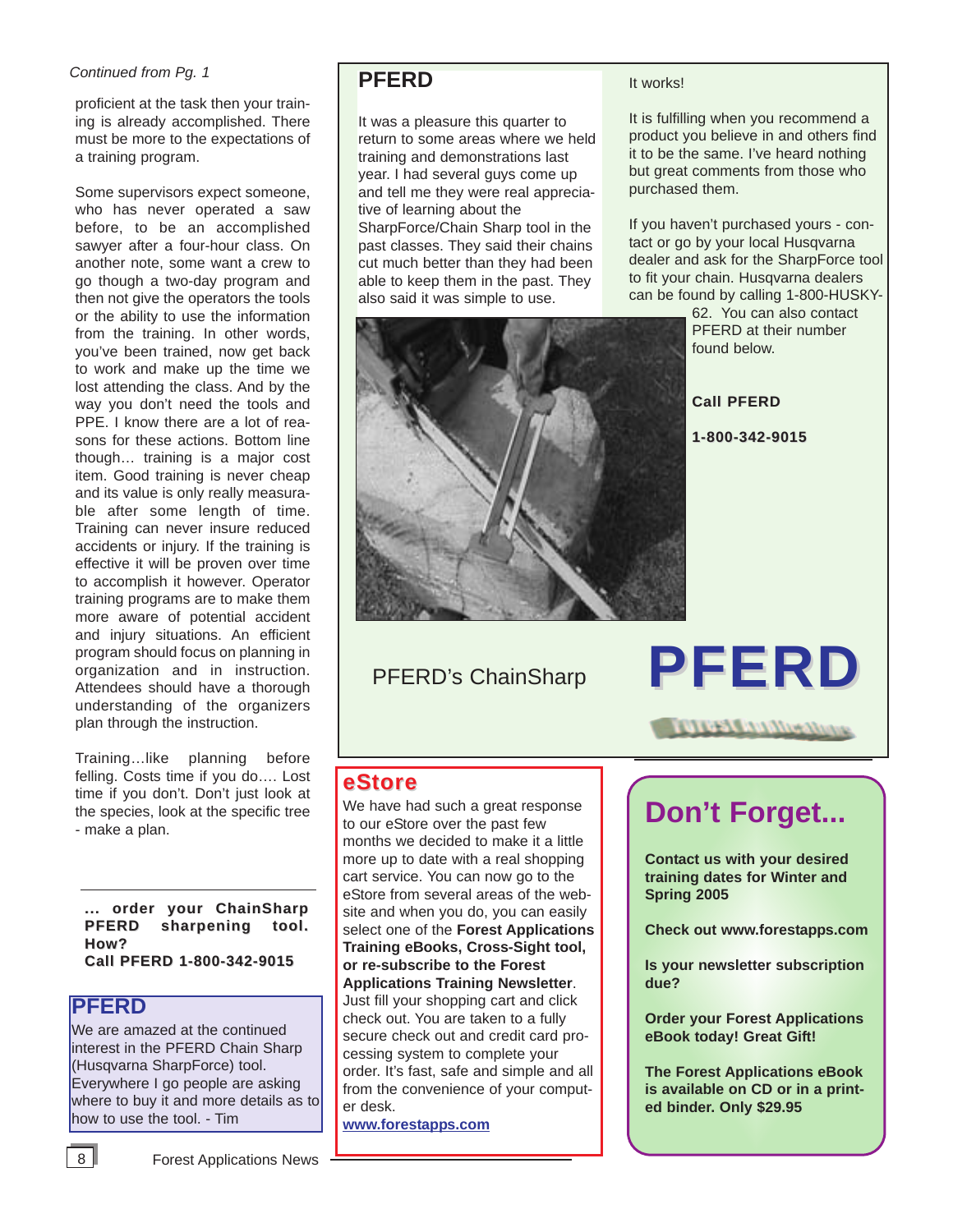*Continued from Pg. 1*

proficient at the task then your training is already accomplished. There must be more to the expectations of a training program.

Some supervisors expect someone, who has never operated a saw before, to be an accomplished sawyer after a four-hour class. On another note, some want a crew to go though a two-day program and then not give the operators the tools or the ability to use the information from the training. In other words, you've been trained, now get back to work and make up the time we lost attending the class. And by the way you don't need the tools and PPE. I know there are a lot of reasons for these actions. Bottom line though… training is a major cost item. Good training is never cheap and its value is only really measurable after some length of time. Training can never insure reduced accidents or injury. If the training is effective it will be proven over time to accomplish it however. Operator training programs are to make them more aware of potential accident and injury situations. An efficient program should focus on planning in organization and in instruction. Attendees should have a thorough understanding of the organizers plan through the instruction.

Training…like planning before felling. Costs time if you do…. Lost time if you don't. Don't just look at the species, look at the specific tree - make a plan.

**… order your ChainSharp PFERD sharpening tool. How?**
**Call PFERD 1-800-342-9015**

## PFERD

We are amazed at the continued interest in the PFERD Chain Sharp (Husqvarna SharpForce) tool. Everywhere I go people are asking where to buy it and more details as to how to use the tool. - Tim

## PFERD

It was a pleasure this quarter to return to some areas where we held training and demonstrations last year. I had several guys come up and tell me they were real appreciative of learning about the SharpForce/Chain Sharp tool in the past classes. They said their chains cut much better than they had been able to keep them in the past. They also said it was simple to use.

It works!

It is fulfilling when you recommend a product you believe in and others find it to be the same. I've heard nothing but great comments from those who purchased them.

If you haven't purchased yours - contact or go by your local Husqvarna dealer and ask for the SharpForce tool to fit your chain. Husqvarna dealers can be found by calling 1-800-HUSKY-62. You can also contact PFERD at their number found below.

**Call PFERD**

**1-800-342-9015**

PFERD's ChainSharp

**PFERD**

## eStore

We have had such a great response to our eStore over the past few months we decided to make it a little more up to date with a real shopping cart service. You can now go to the eStore from several areas of the website and when you do, you can easily select one of the **Forest Applications Training eBooks, Cross-Sight tool, or re-subscribe to the Forest Applications Training Newsletter**. Just fill your shopping cart and click check out. You are taken to a fully secure check out and credit card processing system to complete your order. It's fast, safe and simple and all from the convenience of your computer desk.

**www.forestapps.com**

## Don't Forget...

**Contact us with your desired training dates for Winter and Spring 2005**

**Check out www.forestapps.com**

**Is your newsletter subscription due?**

**Order your Forest Applications eBook today! Great Gift!**

**The Forest Applications eBook is available on CD or in a printed binder. Only $29.95**